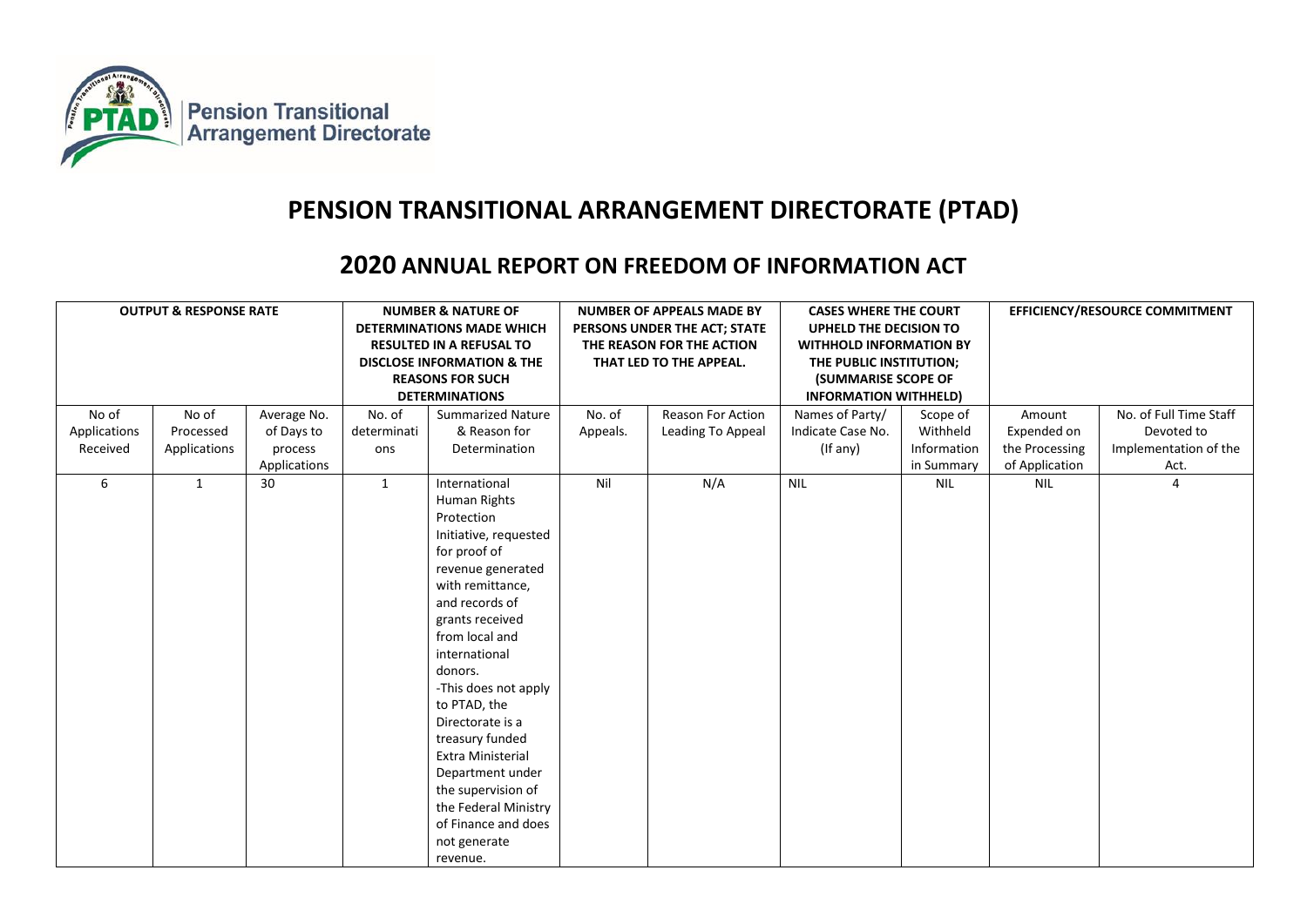# PENSION TRANSITIONAL ARRANGEMENT DIRECTORATE (PTAD)

## 2020 ANNUAL REPORT ON FREEDOM OF INFORMATION ACT

| OUTPUT & RESPONSE RATE | | | NUMBER & NATURE OF DETERMINATIONS MADE WHICH RESULTED IN A REFUSAL TO DISCLOSE INFORMATION & THE REASONS FOR SUCH DETERMINATIONS | | NUMBER OF APPEALS MADE BY PERSONS UNDER THE ACT; STATE THE REASON FOR THE ACTION THAT LED TO THE APPEAL. | | CASES WHERE THE COURT UPHELD THE DECISION TO WITHHOLD INFORMATION BY THE PUBLIC INSTITUTION; (SUMMARISE SCOPE OF INFORMATION WITHHELD) | | EFFICIENCY/RESOURCE COMMITMENT | |
|---|---|---|---|---|---|---|---|---|---|---|
| No of Applications Received | No of Processed Applications | Average No. of Days to process Applications | No. of determinations | Summarized Nature & Reason for Determination | No. of Appeals. | Reason For Action Leading To Appeal | Names of Party/ Indicate Case No. (If any) | Scope of Withheld Information in Summary | Amount Expended on the Processing of Application | No. of Full Time Staff Devoted to Implementation of the Act. |
| 6 | 1 | 30 | 1 | International Human Rights Protection Initiative, requested for proof of revenue generated with remittance, and records of grants received from local and international donors. -This does not apply to PTAD, the Directorate is a treasury funded Extra Ministerial Department under the supervision of the Federal Ministry of Finance and does not generate revenue. | Nil | N/A | NIL | NIL | NIL | 4 |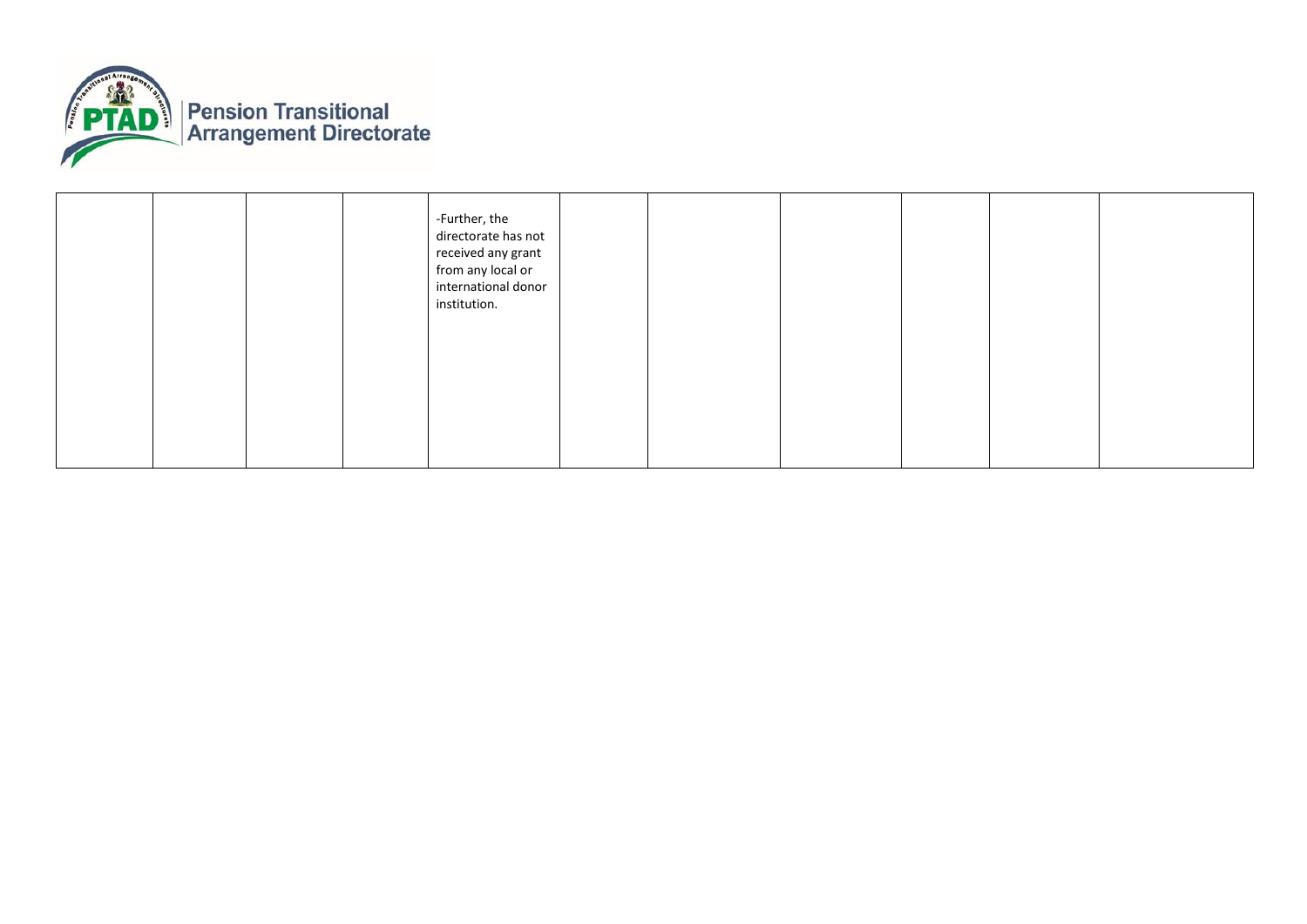| | | | | | | | | | | |
|---|---|---|---|---|---|---|---|---|---|---|
| | | | | -Further, the directorate has not received any grant from any local or international donor institution. | | | | | | |